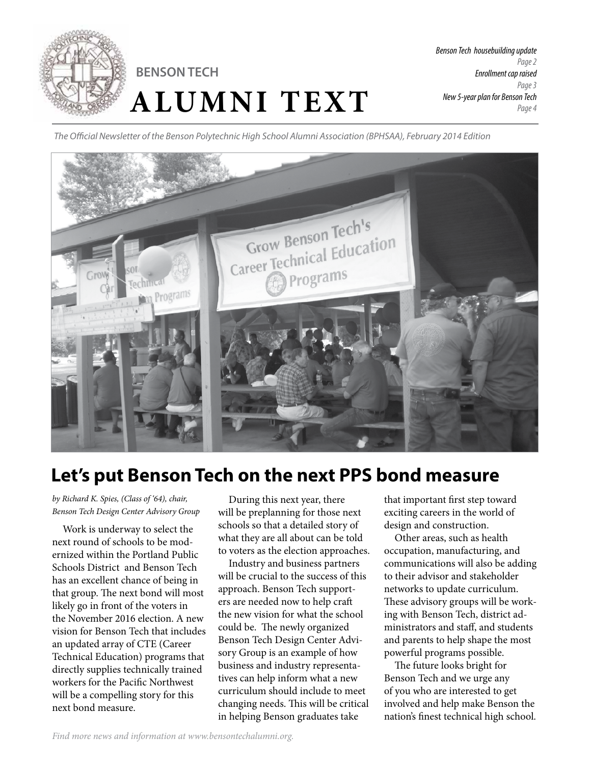BENSON TECH

# ALUMNI TEXT

*Benson Tech housebuilding update*
*Page 2*
*Enrollment cap raised*
*Page 3*
*New 5-year plan for Benson Tech*
*Page 4*

*The Official Newsletter of the Benson Polytechnic High School Alumni Association (BPHSAA), February 2014 Edition*

## Let's put Benson Tech on the next PPS bond measure

*by Richard K. Spies, (Class of '64), chair, Benson Tech Design Center Advisory Group*

Work is underway to select the next round of schools to be modernized within the Portland Public Schools District and Benson Tech has an excellent chance of being in that group. The next bond will most likely go in front of the voters in the November 2016 election. A new vision for Benson Tech that includes an updated array of CTE (Career Technical Education) programs that directly supplies technically trained workers for the Pacific Northwest will be a compelling story for this next bond measure.

During this next year, there will be preplanning for those next schools so that a detailed story of what they are all about can be told to voters as the election approaches.

Industry and business partners will be crucial to the success of this approach. Benson Tech supporters are needed now to help craft the new vision for what the school could be. The newly organized Benson Tech Design Center Advisory Group is an example of how business and industry representatives can help inform what a new curriculum should include to meet changing needs. This will be critical in helping Benson graduates take that important first step toward exciting careers in the world of design and construction.

Other areas, such as health occupation, manufacturing, and communications will also be adding to their advisor and stakeholder networks to update curriculum. These advisory groups will be working with Benson Tech, district administrators and staff, and students and parents to help shape the most powerful programs possible.

The future looks bright for Benson Tech and we urge any of you who are interested to get involved and help make Benson the nation's finest technical high school.

*Find more news and information at www.bensontechalumni.org.*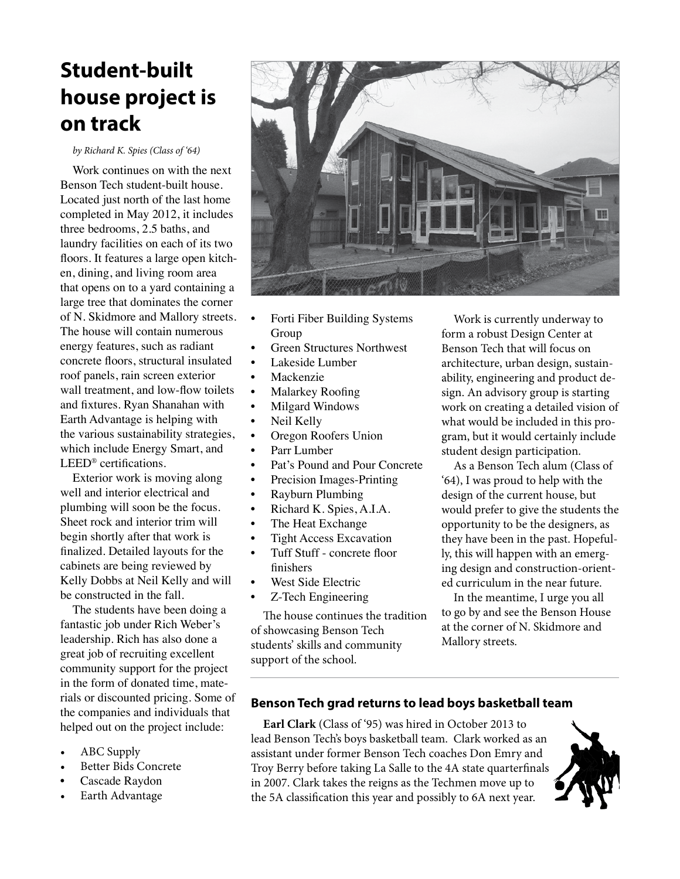# Student-built house project is on track

*by Richard K. Spies (Class of '64)*

Work continues on with the next Benson Tech student-built house. Located just north of the last home completed in May 2012, it includes three bedrooms, 2.5 baths, and laundry facilities on each of its two floors. It features a large open kitchen, dining, and living room area that opens on to a yard containing a large tree that dominates the corner of N. Skidmore and Mallory streets. The house will contain numerous energy features, such as radiant concrete floors, structural insulated roof panels, rain screen exterior wall treatment, and low-flow toilets and fixtures. Ryan Shanahan with Earth Advantage is helping with the various sustainability strategies, which include Energy Smart, and LEED® certifications.

Exterior work is moving along well and interior electrical and plumbing will soon be the focus. Sheet rock and interior trim will begin shortly after that work is finalized. Detailed layouts for the cabinets are being reviewed by Kelly Dobbs at Neil Kelly and will be constructed in the fall.

The students have been doing a fantastic job under Rich Weber's leadership. Rich has also done a great job of recruiting excellent community support for the project in the form of donated time, materials or discounted pricing. Some of the companies and individuals that helped out on the project include:

- ABC Supply
- Better Bids Concrete
- Cascade Raydon
- Earth Advantage
- Forti Fiber Building Systems Group
- Green Structures Northwest
- Lakeside Lumber
- Mackenzie
- Malarkey Roofing
- Milgard Windows
- Neil Kelly
- Oregon Roofers Union
- Parr Lumber
- Pat's Pound and Pour Concrete
- Precision Images-Printing
- Rayburn Plumbing
- Richard K. Spies, A.I.A.
- The Heat Exchange
- Tight Access Excavation
- Tuff Stuff - concrete floor finishers
- West Side Electric
- Z-Tech Engineering

The house continues the tradition of showcasing Benson Tech students' skills and community support of the school.

Work is currently underway to form a robust Design Center at Benson Tech that will focus on architecture, urban design, sustainability, engineering and product design. An advisory group is starting work on creating a detailed vision of what would be included in this program, but it would certainly include student design participation.

As a Benson Tech alum (Class of '64), I was proud to help with the design of the current house, but would prefer to give the students the opportunity to be the designers, as they have been in the past. Hopefully, this will happen with an emerging design and construction-oriented curriculum in the near future.

In the meantime, I urge you all to go by and see the Benson House at the corner of N. Skidmore and Mallory streets.

### Benson Tech grad returns to lead boys basketball team

**Earl Clark** (Class of '95) was hired in October 2013 to lead Benson Tech's boys basketball team. Clark worked as an assistant under former Benson Tech coaches Don Emry and Troy Berry before taking La Salle to the 4A state quarterfinals in 2007. Clark takes the reigns as the Techmen move up to the 5A classification this year and possibly to 6A next year.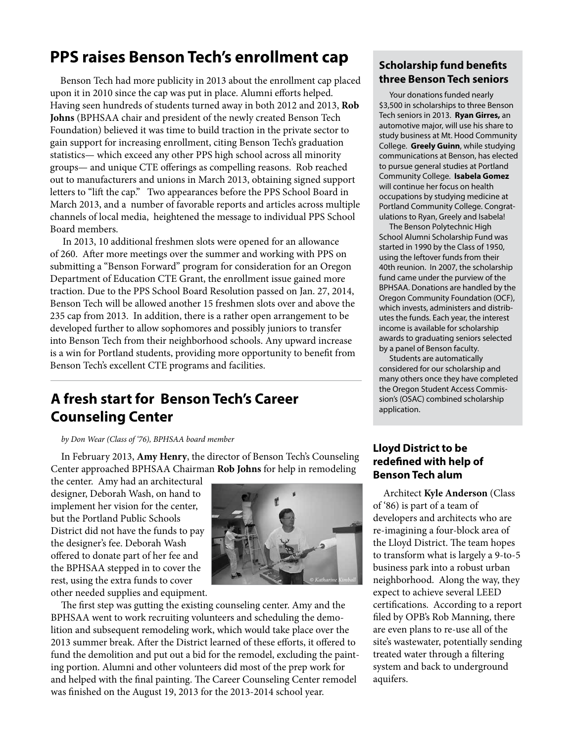## PPS raises Benson Tech's enrollment cap

Benson Tech had more publicity in 2013 about the enrollment cap placed upon it in 2010 since the cap was put in place. Alumni efforts helped. Having seen hundreds of students turned away in both 2012 and 2013, **Rob Johns** (BPHSAA chair and president of the newly created Benson Tech Foundation) believed it was time to build traction in the private sector to gain support for increasing enrollment, citing Benson Tech's graduation statistics— which exceed any other PPS high school across all minority groups— and unique CTE offerings as compelling reasons. Rob reached out to manufacturers and unions in March 2013, obtaining signed support letters to "lift the cap." Two appearances before the PPS School Board in March 2013, and a number of favorable reports and articles across multiple channels of local media, heightened the message to individual PPS School Board members.

In 2013, 10 additional freshmen slots were opened for an allowance of 260. After more meetings over the summer and working with PPS on submitting a "Benson Forward" program for consideration for an Oregon Department of Education CTE Grant, the enrollment issue gained more traction. Due to the PPS School Board Resolution passed on Jan. 27, 2014, Benson Tech will be allowed another 15 freshmen slots over and above the 235 cap from 2013. In addition, there is a rather open arrangement to be developed further to allow sophomores and possibly juniors to transfer into Benson Tech from their neighborhood schools. Any upward increase is a win for Portland students, providing more opportunity to benefit from Benson Tech's excellent CTE programs and facilities.

## A fresh start for Benson Tech's Career Counseling Center

*by Don Wear (Class of '76), BPHSAA board member*

In February 2013, **Amy Henry**, the director of Benson Tech's Counseling Center approached BPHSAA Chairman **Rob Johns** for help in remodeling the center. Amy had an architectural designer, Deborah Wash, on hand to implement her vision for the center, but the Portland Public Schools District did not have the funds to pay the designer's fee. Deborah Wash offered to donate part of her fee and the BPHSAA stepped in to cover the rest, using the extra funds to cover other needed supplies and equipment.

© Katharine Kimball

The first step was gutting the existing counseling center. Amy and the BPHSAA went to work recruiting volunteers and scheduling the demolition and subsequent remodeling work, which would take place over the 2013 summer break. After the District learned of these efforts, it offered to fund the demolition and put out a bid for the remodel, excluding the painting portion. Alumni and other volunteers did most of the prep work for and helped with the final painting. The Career Counseling Center remodel was finished on the August 19, 2013 for the 2013-2014 school year.

### Scholarship fund benefits three Benson Tech seniors

Your donations funded nearly $3,500 in scholarships to three Benson Tech seniors in 2013. **Ryan Girres,** an automotive major, will use his share to study business at Mt. Hood Community College. **Greely Guinn**, while studying communications at Benson, has elected to pursue general studies at Portland Community College. **Isabela Gomez** will continue her focus on health occupations by studying medicine at Portland Community College. Congratulations to Ryan, Greely and Isabela!

The Benson Polytechnic High School Alumni Scholarship Fund was started in 1990 by the Class of 1950, using the leftover funds from their 40th reunion. In 2007, the scholarship fund came under the purview of the BPHSAA. Donations are handled by the Oregon Community Foundation (OCF), which invests, administers and distributes the funds. Each year, the interest income is available for scholarship awards to graduating seniors selected by a panel of Benson faculty.

Students are automatically considered for our scholarship and many others once they have completed the Oregon Student Access Commission's (OSAC) combined scholarship application.

### Lloyd District to be redefined with help of Benson Tech alum

Architect **Kyle Anderson** (Class of '86) is part of a team of developers and architects who are re-imagining a four-block area of the Lloyd District. The team hopes to transform what is largely a 9-to-5 business park into a robust urban neighborhood. Along the way, they expect to achieve several LEED certifications. According to a report filed by OPB's Rob Manning, there are even plans to re-use all of the site's wastewater, potentially sending treated water through a filtering system and back to underground aquifers.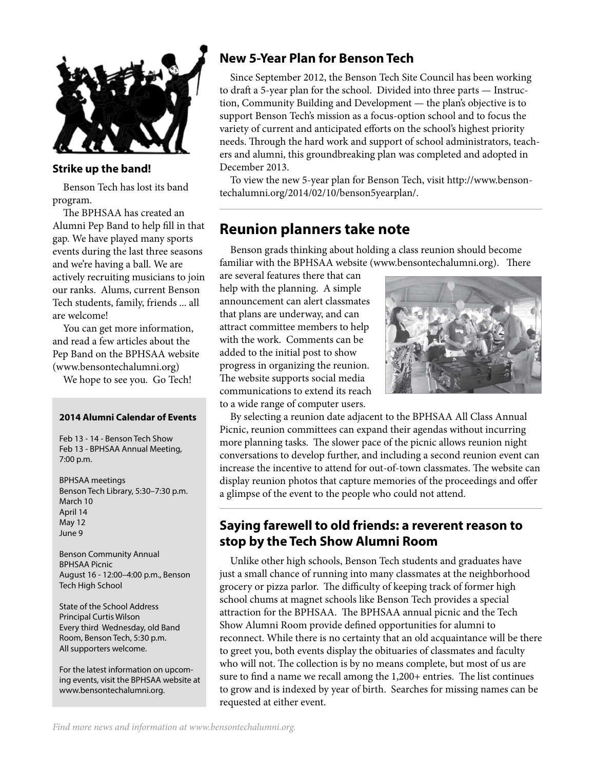### Strike up the band!

Benson Tech has lost its band program.

The BPHSAA has created an Alumni Pep Band to help fill in that gap. We have played many sports events during the last three seasons and we're having a ball. We are actively recruiting musicians to join our ranks. Alums, current Benson Tech students, family, friends ... all are welcome!

You can get more information, and read a few articles about the Pep Band on the BPHSAA website (www.bensontechalumni.org)

We hope to see you. Go Tech!

**2014 Alumni Calendar of Events**

Feb 13 - 14 - Benson Tech Show
Feb 13 - BPHSAA Annual Meeting, 7:00 p.m.

BPHSAA meetings
Benson Tech Library, 5:30–7:30 p.m.
March 10
April 14
May 12
June 9

Benson Community Annual BPHSAA Picnic
August 16 - 12:00–4:00 p.m., Benson Tech High School

State of the School Address
Principal Curtis Wilson
Every third Wednesday, old Band Room, Benson Tech, 5:30 p.m.
All supporters welcome.

For the latest information on upcoming events, visit the BPHSAA website at www.bensontechalumni.org.

### New 5-Year Plan for Benson Tech

Since September 2012, the Benson Tech Site Council has been working to draft a 5-year plan for the school. Divided into three parts — Instruction, Community Building and Development — the plan's objective is to support Benson Tech's mission as a focus-option school and to focus the variety of current and anticipated efforts on the school's highest priority needs. Through the hard work and support of school administrators, teachers and alumni, this groundbreaking plan was completed and adopted in December 2013.

To view the new 5-year plan for Benson Tech, visit http://www.bensontechalumni.org/2014/02/10/benson5yearplan/.

## Reunion planners take note

Benson grads thinking about holding a class reunion should become familiar with the BPHSAA website (www.bensontechalumni.org). There are several features there that can help with the planning. A simple announcement can alert classmates that plans are underway, and can attract committee members to help with the work. Comments can be added to the initial post to show progress in organizing the reunion. The website supports social media communications to extend its reach to a wide range of computer users.

By selecting a reunion date adjacent to the BPHSAA All Class Annual Picnic, reunion committees can expand their agendas without incurring more planning tasks. The slower pace of the picnic allows reunion night conversations to develop further, and including a second reunion event can increase the incentive to attend for out-of-town classmates. The website can display reunion photos that capture memories of the proceedings and offer a glimpse of the event to the people who could not attend.

### Saying farewell to old friends: a reverent reason to stop by the Tech Show Alumni Room

Unlike other high schools, Benson Tech students and graduates have just a small chance of running into many classmates at the neighborhood grocery or pizza parlor. The difficulty of keeping track of former high school chums at magnet schools like Benson Tech provides a special attraction for the BPHSAA. The BPHSAA annual picnic and the Tech Show Alumni Room provide defined opportunities for alumni to reconnect. While there is no certainty that an old acquaintance will be there to greet you, both events display the obituaries of classmates and faculty who will not. The collection is by no means complete, but most of us are sure to find a name we recall among the 1,200+ entries. The list continues to grow and is indexed by year of birth. Searches for missing names can be requested at either event.